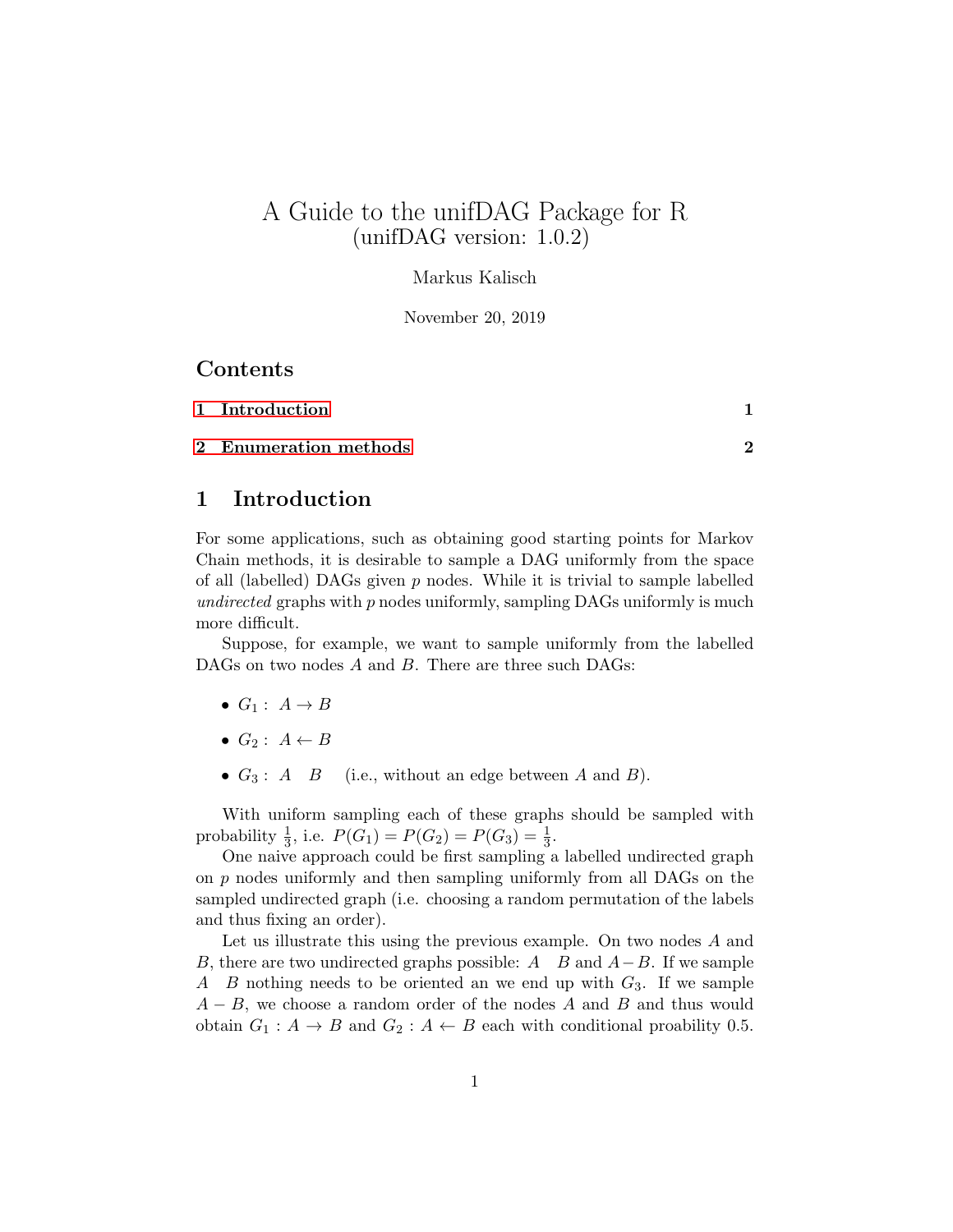# A Guide to the unifDAG Package for R
(unifDAG version: 1.0.2)

Markus Kalisch

November 20, 2019

## Contents

1 Introduction 1

2 Enumeration methods 2

## 1 Introduction

For some applications, such as obtaining good starting points for Markov Chain methods, it is desirable to sample a DAG uniformly from the space of all (labelled) DAGs given $p$ nodes. While it is trivial to sample labelled *undirected* graphs with $p$ nodes uniformly, sampling DAGs uniformly is much more difficult.

Suppose, for example, we want to sample uniformly from the labelled DAGs on two nodes $A$ and $B$. There are three such DAGs:

- $G_1 : \ A \rightarrow B$
- $G_2 : \ A \leftarrow B$
- $G_3 : \ A \quad B$ (i.e., without an edge between $A$ and $B$).

With uniform sampling each of these graphs should be sampled with probability $\frac{1}{3}$, i.e. $P(G_1) = P(G_2) = P(G_3) = \frac{1}{3}$.

One naive approach could be first sampling a labelled undirected graph on $p$ nodes uniformly and then sampling uniformly from all DAGs on the sampled undirected graph (i.e. choosing a random permutation of the labels and thus fixing an order).

Let us illustrate this using the previous example. On two nodes $A$ and $B$, there are two undirected graphs possible: $A \quad B$ and $A - B$. If we sample $A \quad B$ nothing needs to be oriented an we end up with $G_3$. If we sample $A - B$, we choose a random order of the nodes $A$ and $B$ and thus would obtain $G_1 : A \rightarrow B$ and $G_2 : A \leftarrow B$ each with conditional proability 0.5.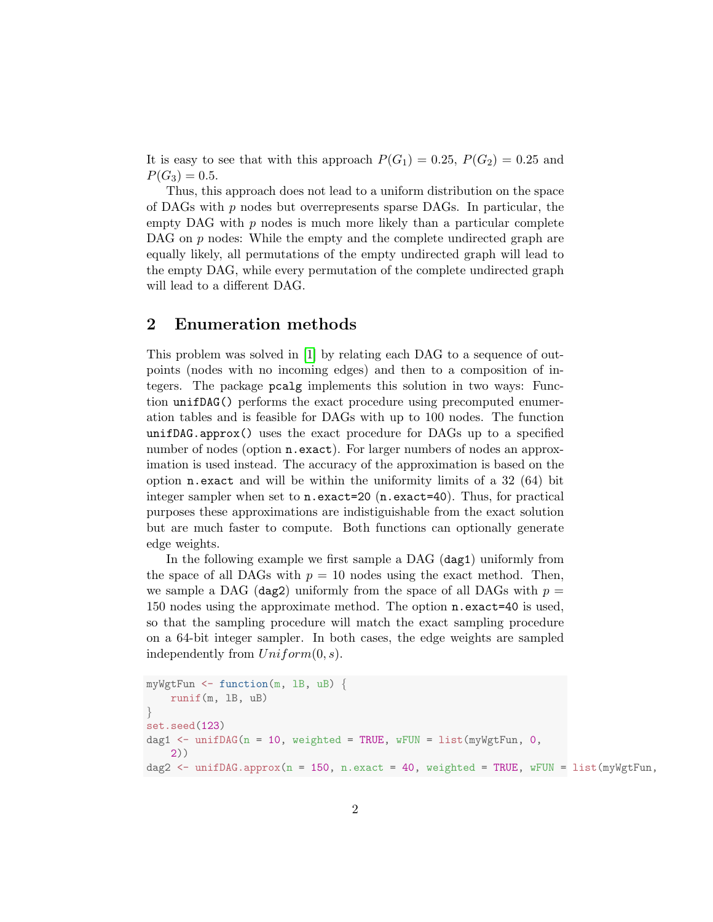It is easy to see that with this approach $P(G_1) = 0.25$, $P(G_2) = 0.25$ and $P(G_3) = 0.5$.

Thus, this approach does not lead to a uniform distribution on the space of DAGs with $p$ nodes but overrepresents sparse DAGs. In particular, the empty DAG with $p$ nodes is much more likely than a particular complete DAG on $p$ nodes: While the empty and the complete undirected graph are equally likely, all permutations of the empty undirected graph will lead to the empty DAG, while every permutation of the complete undirected graph will lead to a different DAG.

## 2 Enumeration methods

This problem was solved in [1] by relating each DAG to a sequence of outpoints (nodes with no incoming edges) and then to a composition of integers. The package `pcalg` implements this solution in two ways: Function `unifDAG()` performs the exact procedure using precomputed enumeration tables and is feasible for DAGs with up to 100 nodes. The function `unifDAG.approx()` uses the exact procedure for DAGs up to a specified number of nodes (option `n.exact`). For larger numbers of nodes an approximation is used instead. The accuracy of the approximation is based on the option `n.exact` and will be within the uniformity limits of a 32 (64) bit integer sampler when set to `n.exact=20` (`n.exact=40`). Thus, for practical purposes these approximations are indistiguishable from the exact solution but are much faster to compute. Both functions can optionally generate edge weights.

In the following example we first sample a DAG (`dag1`) uniformly from the space of all DAGs with $p = 10$ nodes using the exact method. Then, we sample a DAG (`dag2`) uniformly from the space of all DAGs with $p = 150$ nodes using the approximate method. The option `n.exact=40` is used, so that the sampling procedure will match the exact sampling procedure on a 64-bit integer sampler. In both cases, the edge weights are sampled independently from $Uniform(0, s)$.

```
myWgtFun <- function(m, lB, uB) {
    runif(m, lB, uB)
}
set.seed(123)
dag1 <- unifDAG(n = 10, weighted = TRUE, wFUN = list(myWgtFun, 0,
    2))
dag2 <- unifDAG.approx(n = 150, n.exact = 40, weighted = TRUE, wFUN = list(myWgtFun,
```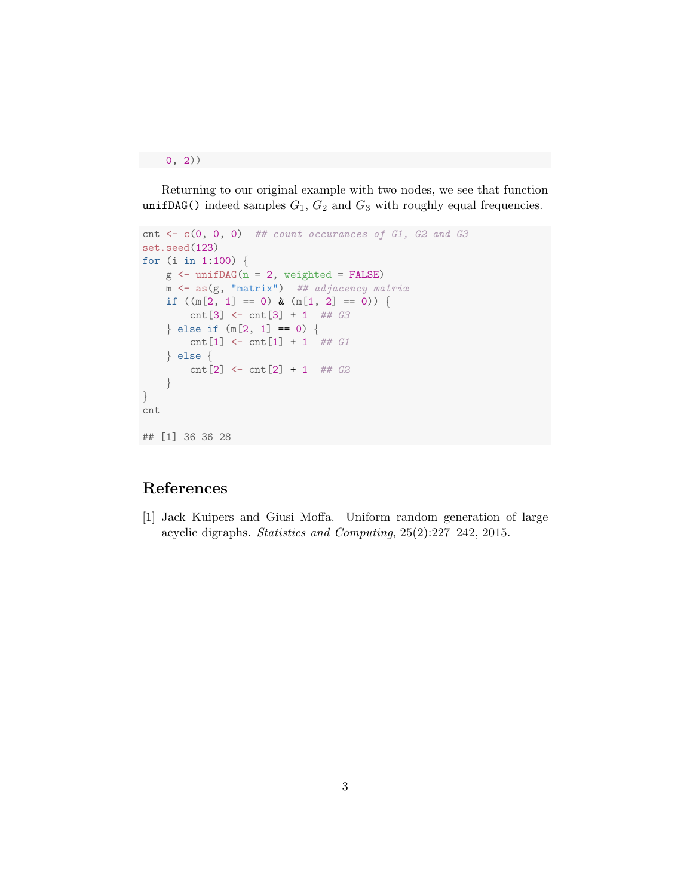```
    0, 2))
```

Returning to our original example with two nodes, we see that function `unifDAG()` indeed samples $G_1$, $G_2$ and $G_3$ with roughly equal frequencies.

```
cnt <- c(0, 0, 0)  ## count occurances of G1, G2 and G3
set.seed(123)
for (i in 1:100) {
    g <- unifDAG(n = 2, weighted = FALSE)
    m <- as(g, "matrix")  ## adjacency matrix
    if ((m[2, 1] == 0) & (m[1, 2] == 0)) {
        cnt[3] <- cnt[3] + 1  ## G3
    } else if (m[2, 1] == 0) {
        cnt[1] <- cnt[1] + 1  ## G1
    } else {
        cnt[2] <- cnt[2] + 1  ## G2
    }
}
cnt

## [1] 36 36 28
```

## References

[1] Jack Kuipers and Giusi Moffa. Uniform random generation of large acyclic digraphs. *Statistics and Computing*, 25(2):227–242, 2015.